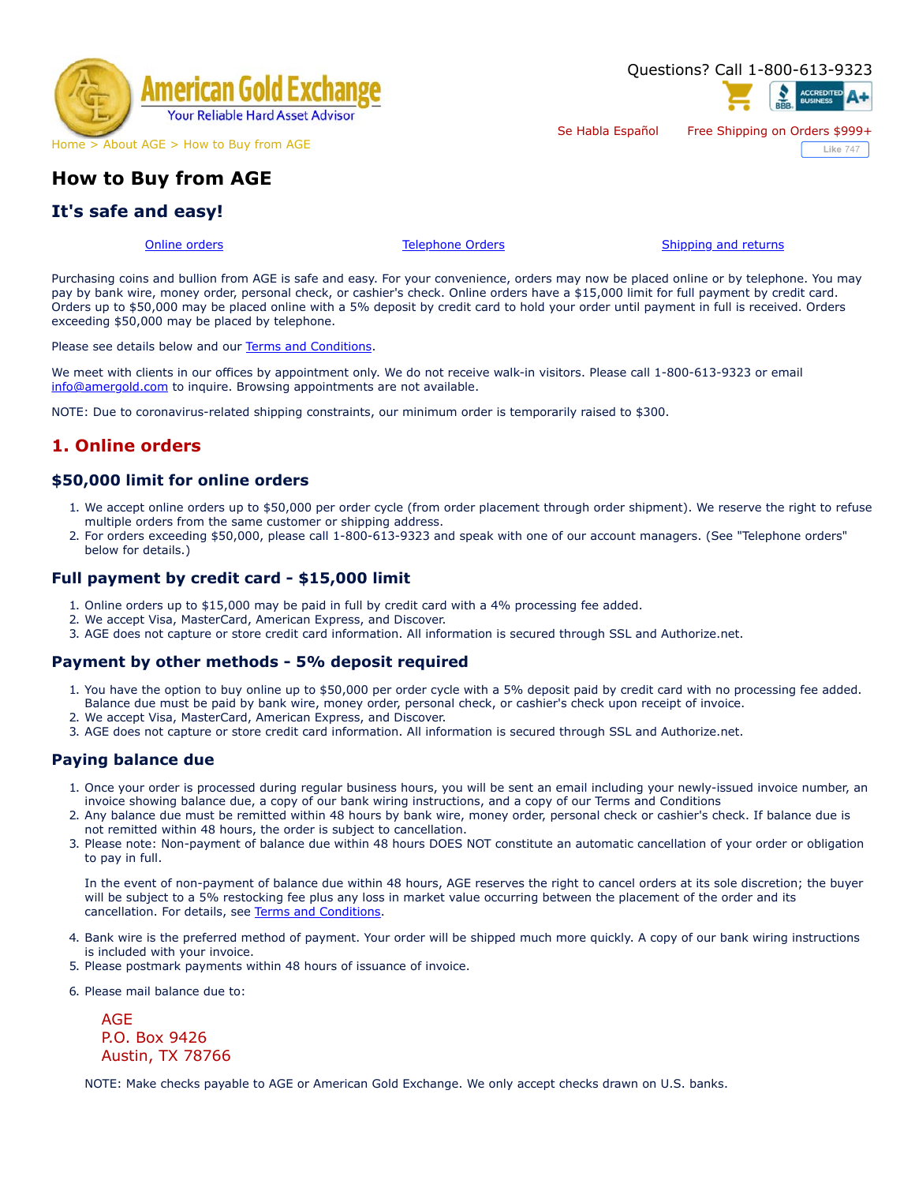Questions? Call 1-800-613-9323

Se Habla Español    Free Shipping on Orders $999+

Home > About AGE > How to Buy from AGE

# How to Buy from AGE

## It's safe and easy!

Online orders    Telephone Orders    Shipping and returns

Purchasing coins and bullion from AGE is safe and easy. For your convenience, orders may now be placed online or by telephone. You may pay by bank wire, money order, personal check, or cashier's check. Online orders have a $15,000 limit for full payment by credit card. Orders up to $50,000 may be placed online with a 5% deposit by credit card to hold your order until payment in full is received. Orders exceeding $50,000 may be placed by telephone.

Please see details below and our Terms and Conditions.

We meet with clients in our offices by appointment only. We do not receive walk-in visitors. Please call 1-800-613-9323 or email info@amergold.com to inquire. Browsing appointments are not available.

NOTE: Due to coronavirus-related shipping constraints, our minimum order is temporarily raised to $300.

## 1. Online orders

### $50,000 limit for online orders

1. We accept online orders up to $50,000 per order cycle (from order placement through order shipment). We reserve the right to refuse multiple orders from the same customer or shipping address.
2. For orders exceeding $50,000, please call 1-800-613-9323 and speak with one of our account managers. (See "Telephone orders" below for details.)

### Full payment by credit card - $15,000 limit

1. Online orders up to $15,000 may be paid in full by credit card with a 4% processing fee added.
2. We accept Visa, MasterCard, American Express, and Discover.
3. AGE does not capture or store credit card information. All information is secured through SSL and Authorize.net.

### Payment by other methods - 5% deposit required

1. You have the option to buy online up to $50,000 per order cycle with a 5% deposit paid by credit card with no processing fee added. Balance due must be paid by bank wire, money order, personal check, or cashier's check upon receipt of invoice.
2. We accept Visa, MasterCard, American Express, and Discover.
3. AGE does not capture or store credit card information. All information is secured through SSL and Authorize.net.

### Paying balance due

1. Once your order is processed during regular business hours, you will be sent an email including your newly-issued invoice number, an invoice showing balance due, a copy of our bank wiring instructions, and a copy of our Terms and Conditions
2. Any balance due must be remitted within 48 hours by bank wire, money order, personal check or cashier's check. If balance due is not remitted within 48 hours, the order is subject to cancellation.
3. Please note: Non-payment of balance due within 48 hours DOES NOT constitute an automatic cancellation of your order or obligation to pay in full.

   In the event of non-payment of balance due within 48 hours, AGE reserves the right to cancel orders at its sole discretion; the buyer will be subject to a 5% restocking fee plus any loss in market value occurring between the placement of the order and its cancellation. For details, see Terms and Conditions.

4. Bank wire is the preferred method of payment. Your order will be shipped much more quickly. A copy of our bank wiring instructions is included with your invoice.
5. Please postmark payments within 48 hours of issuance of invoice.
6. Please mail balance due to:

   AGE
   P.O. Box 9426
   Austin, TX 78766

   NOTE: Make checks payable to AGE or American Gold Exchange. We only accept checks drawn on U.S. banks.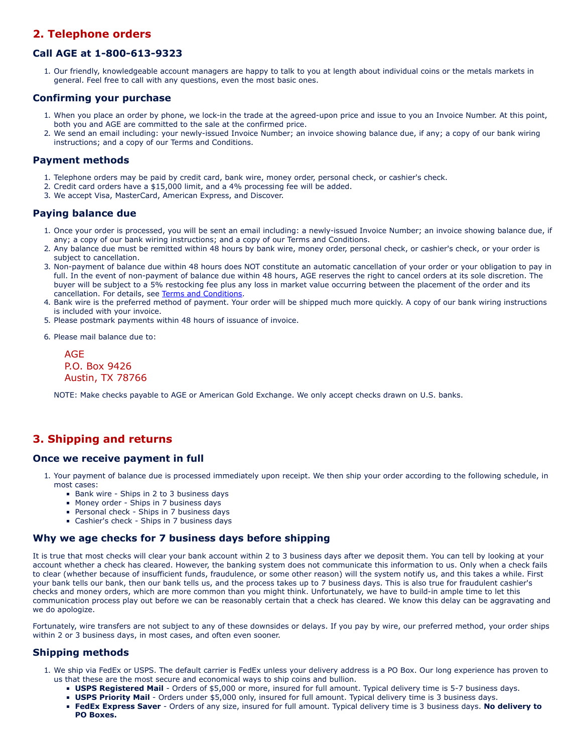## 2. Telephone orders

### Call AGE at 1-800-613-9323

1. Our friendly, knowledgeable account managers are happy to talk to you at length about individual coins or the metals markets in general. Feel free to call with any questions, even the most basic ones.

### Confirming your purchase

1. When you place an order by phone, we lock-in the trade at the agreed-upon price and issue to you an Invoice Number. At this point, both you and AGE are committed to the sale at the confirmed price.
2. We send an email including: your newly-issued Invoice Number; an invoice showing balance due, if any; a copy of our bank wiring instructions; and a copy of our Terms and Conditions.

### Payment methods

1. Telephone orders may be paid by credit card, bank wire, money order, personal check, or cashier's check.
2. Credit card orders have a $15,000 limit, and a 4% processing fee will be added.
3. We accept Visa, MasterCard, American Express, and Discover.

### Paying balance due

1. Once your order is processed, you will be sent an email including: a newly-issued Invoice Number; an invoice showing balance due, if any; a copy of our bank wiring instructions; and a copy of our Terms and Conditions.
2. Any balance due must be remitted within 48 hours by bank wire, money order, personal check, or cashier's check, or your order is subject to cancellation.
3. Non-payment of balance due within 48 hours does NOT constitute an automatic cancellation of your order or your obligation to pay in full. In the event of non-payment of balance due within 48 hours, AGE reserves the right to cancel orders at its sole discretion. The buyer will be subject to a 5% restocking fee plus any loss in market value occurring between the placement of the order and its cancellation. For details, see Terms and Conditions.
4. Bank wire is the preferred method of payment. Your order will be shipped much more quickly. A copy of our bank wiring instructions is included with your invoice.
5. Please postmark payments within 48 hours of issuance of invoice.
6. Please mail balance due to:

   AGE
   P.O. Box 9426
   Austin, TX 78766

   NOTE: Make checks payable to AGE or American Gold Exchange. We only accept checks drawn on U.S. banks.

## 3. Shipping and returns

### Once we receive payment in full

1. Your payment of balance due is processed immediately upon receipt. We then ship your order according to the following schedule, in most cases:
   - Bank wire - Ships in 2 to 3 business days
   - Money order - Ships in 7 business days
   - Personal check - Ships in 7 business days
   - Cashier's check - Ships in 7 business days

### Why we age checks for 7 business days before shipping

It is true that most checks will clear your bank account within 2 to 3 business days after we deposit them. You can tell by looking at your account whether a check has cleared. However, the banking system does not communicate this information to us. Only when a check fails to clear (whether because of insufficient funds, fraudulence, or some other reason) will the system notify us, and this takes a while. First your bank tells our bank, then our bank tells us, and the process takes up to 7 business days. This is also true for fraudulent cashier's checks and money orders, which are more common than you might think. Unfortunately, we have to build-in ample time to let this communication process play out before we can be reasonably certain that a check has cleared. We know this delay can be aggravating and we do apologize.

Fortunately, wire transfers are not subject to any of these downsides or delays. If you pay by wire, our preferred method, your order ships within 2 or 3 business days, in most cases, and often even sooner.

### Shipping methods

1. We ship via FedEx or USPS. The default carrier is FedEx unless your delivery address is a PO Box. Our long experience has proven to us that these are the most secure and economical ways to ship coins and bullion.
   - **USPS Registered Mail** - Orders of $5,000 or more, insured for full amount. Typical delivery time is 5-7 business days.
   - **USPS Priority Mail** - Orders under $5,000 only, insured for full amount. Typical delivery time is 3 business days.
   - **FedEx Express Saver** - Orders of any size, insured for full amount. Typical delivery time is 3 business days. **No delivery to PO Boxes.**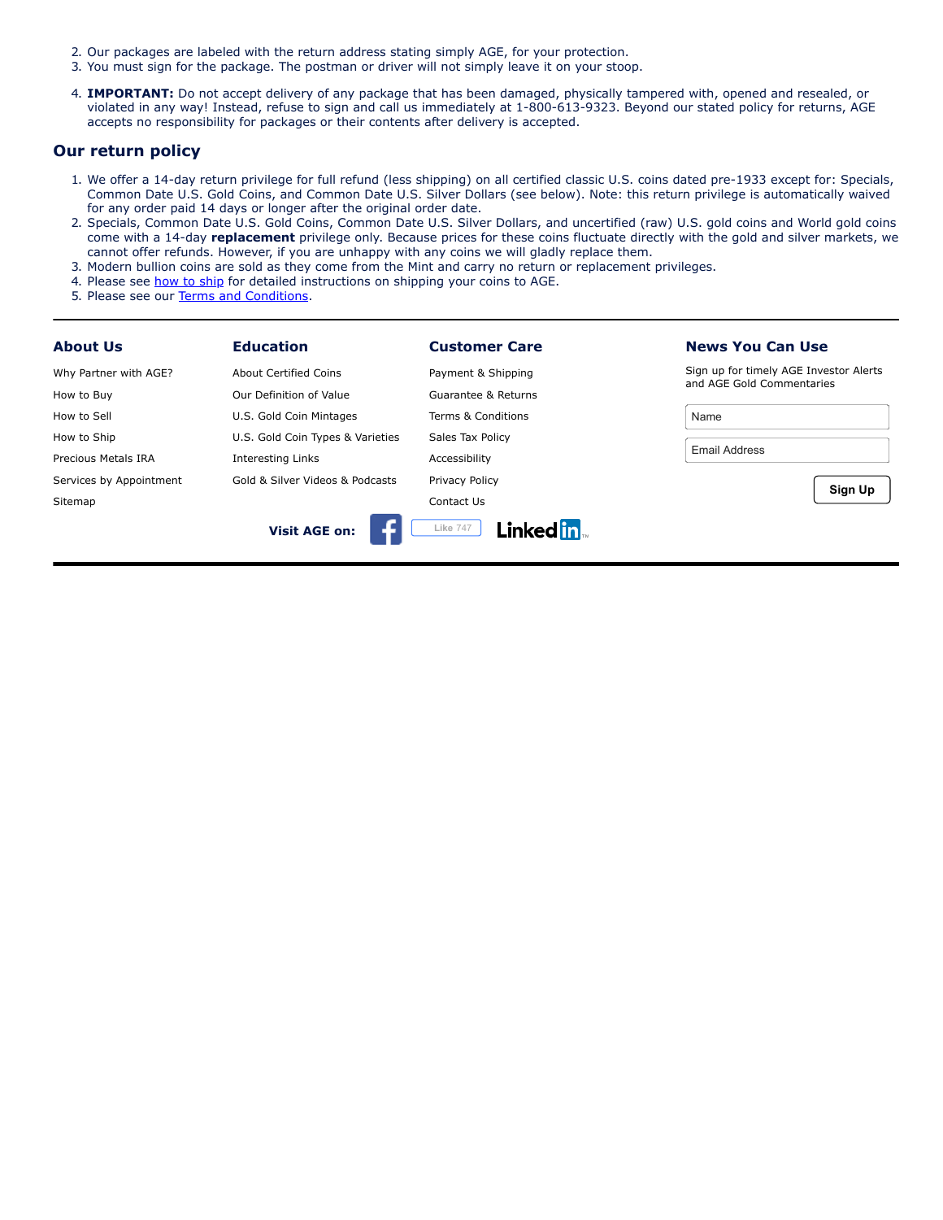2. Our packages are labeled with the return address stating simply AGE, for your protection.
3. You must sign for the package. The postman or driver will not simply leave it on your stoop.

4. **IMPORTANT:** Do not accept delivery of any package that has been damaged, physically tampered with, opened and resealed, or violated in any way! Instead, refuse to sign and call us immediately at 1-800-613-9323. Beyond our stated policy for returns, AGE accepts no responsibility for packages or their contents after delivery is accepted.

## Our return policy

1. We offer a 14-day return privilege for full refund (less shipping) on all certified classic U.S. coins dated pre-1933 except for: Specials, Common Date U.S. Gold Coins, and Common Date U.S. Silver Dollars (see below). Note: this return privilege is automatically waived for any order paid 14 days or longer after the original order date.
2. Specials, Common Date U.S. Gold Coins, Common Date U.S. Silver Dollars, and uncertified (raw) U.S. gold coins and World gold coins come with a 14-day **replacement** privilege only. Because prices for these coins fluctuate directly with the gold and silver markets, we cannot offer refunds. However, if you are unhappy with any coins we will gladly replace them.
3. Modern bullion coins are sold as they come from the Mint and carry no return or replacement privileges.
4. Please see how to ship for detailed instructions on shipping your coins to AGE.
5. Please see our Terms and Conditions.

---

### About Us

- Why Partner with AGE?
- How to Buy
- How to Sell
- How to Ship
- Precious Metals IRA
- Services by Appointment
- Sitemap

### Education

- About Certified Coins
- Our Definition of Value
- U.S. Gold Coin Mintages
- U.S. Gold Coin Types & Varieties
- Interesting Links
- Gold & Silver Videos & Podcasts

### Customer Care

- Payment & Shipping
- Guarantee & Returns
- Terms & Conditions
- Sales Tax Policy
- Accessibility
- Privacy Policy
- Contact Us

### News You Can Use

Sign up for timely AGE Investor Alerts and AGE Gold Commentaries

Name

Email Address

Sign Up

**Visit AGE on:** Like 747 LinkedIn